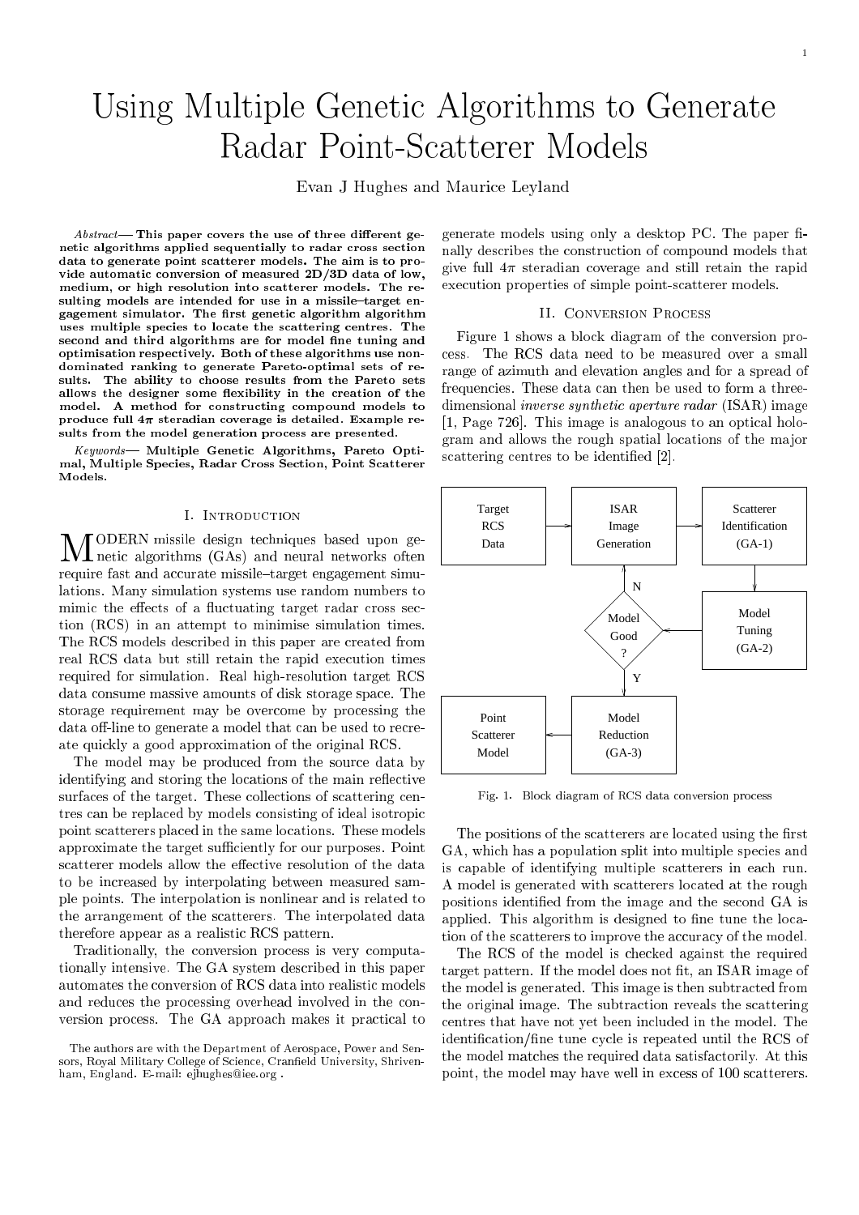# Using Multiple Genetic Algorithms to Generate Radar Point-Scatterer Models

Evan J Hughes and Maurice Leyland

*Abstract*— **This paper covers the use of three different genetic algorithms applied sequentially to radar cross section data to generate point scatterer models. The aim is to provide automatic conversion of measured 2D/3D data of low, medium, or high resolution into scatterer models. The resulting models are intended for use in a missile–target engagement simulator. The first genetic algorithm algorithm uses multiple species to locate the scattering centres. The second and third algorithms are for model fine tuning and optimisation respectively. Both of these algorithms use non-dominated ranking to generate Pareto-optimal sets of results. The ability to choose results from the Pareto sets allows the designer some flexibility in the creation of the model. A method for constructing compound models to produce full $4\pi$ steradian coverage is detailed. Example results from the model generation process are presented.**

*Keywords*— **Multiple Genetic Algorithms, Pareto Optimal, Multiple Species, Radar Cross Section, Point Scatterer Models.**

## I. Introduction

Modern missile design techniques based upon genetic algorithms (GAs) and neural networks often require fast and accurate missile–target engagement simulations. Many simulation systems use random numbers to mimic the effects of a fluctuating target radar cross section (RCS) in an attempt to minimise simulation times. The RCS models described in this paper are created from real RCS data but still retain the rapid execution times required for simulation. Real high-resolution target RCS data consume massive amounts of disk storage space. The storage requirement may be overcome by processing the data off-line to generate a model that can be used to recreate quickly a good approximation of the original RCS.

The model may be produced from the source data by identifying and storing the locations of the main reflective surfaces of the target. These collections of scattering centres can be replaced by models consisting of ideal isotropic point scatterers placed in the same locations. These models approximate the target sufficiently for our purposes. Point scatterer models allow the effective resolution of the data to be increased by interpolating between measured sample points. The interpolation is nonlinear and is related to the arrangement of the scatterers. The interpolated data therefore appear as a realistic RCS pattern.

Traditionally, the conversion process is very computationally intensive. The GA system described in this paper automates the conversion of RCS data into realistic models and reduces the processing overhead involved in the conversion process. The GA approach makes it practical to generate models using only a desktop PC. The paper finally describes the construction of compound models that give full $4\pi$ steradian coverage and still retain the rapid execution properties of simple point-scatterer models.

The authors are with the Department of Aerospace, Power and Sensors, Royal Military College of Science, Cranfield University, Shrivenham, England. E-mail: ejhughes@iee.org .

## II. Conversion Process

Figure 1 shows a block diagram of the conversion process. The RCS data need to be measured over a small range of azimuth and elevation angles and for a spread of frequencies. These data can then be used to form a three-dimensional *inverse synthetic aperture radar* (ISAR) image [1, Page 726]. This image is analogous to an optical hologram and allows the rough spatial locations of the major scattering centres to be identified [2].

Target RCS Data → ISAR Image Generation → Scatterer Identification (GA-1) → Model Tuning (GA-2) → Model Good? (N: back to ISAR Image Generation; Y: Model Reduction (GA-3)) → Point Scatterer Model

Fig. 1. Block diagram of RCS data conversion process

The positions of the scatterers are located using the first GA, which has a population split into multiple species and is capable of identifying multiple scatterers in each run. A model is generated with scatterers located at the rough positions identified from the image and the second GA is applied. This algorithm is designed to fine tune the location of the scatterers to improve the accuracy of the model.

The RCS of the model is checked against the required target pattern. If the model does not fit, an ISAR image of the model is generated. This image is then subtracted from the original image. The subtraction reveals the scattering centres that have not yet been included in the model. The identification/fine tune cycle is repeated until the RCS of the model matches the required data satisfactorily. At this point, the model may have well in excess of 100 scatterers.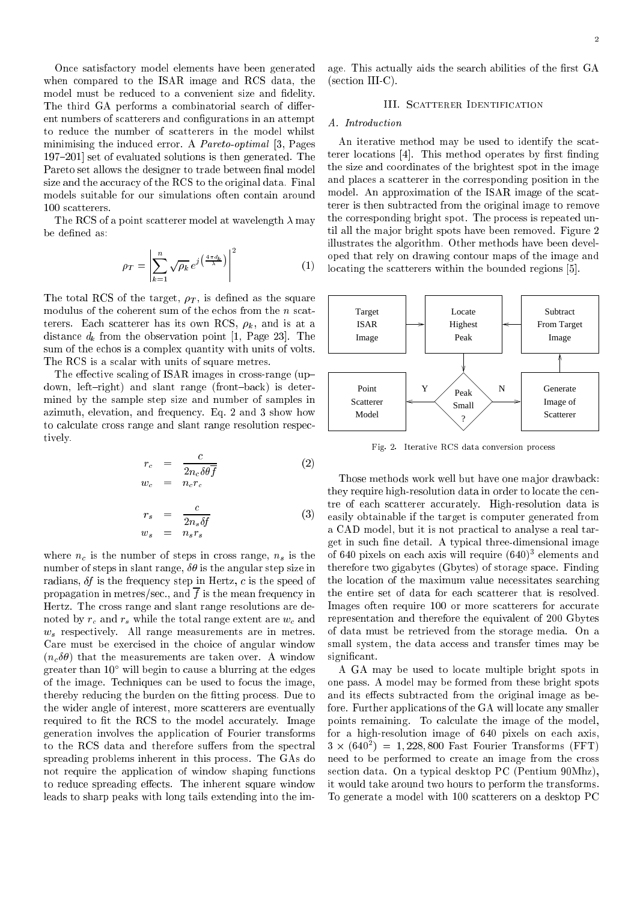Once satisfactory model elements have been generated when compared to the ISAR image and RCS data, the model must be reduced to a convenient size and fidelity. The third GA performs a combinatorial search of different numbers of scatterers and configurations in an attempt to reduce the number of scatterers in the model whilst minimising the induced error. A *Pareto-optimal* [3, Pages 197–201] set of evaluated solutions is then generated. The Pareto set allows the designer to trade between final model size and the accuracy of the RCS to the original data. Final models suitable for our simulations often contain around 100 scatterers.

The RCS of a point scatterer model at wavelength $\lambda$ may be defined as:

$$\rho_T = \left| \sum_{k=1}^{n} \sqrt{\rho_k}\, e^{j\left(\frac{4\pi d_k}{\lambda}\right)} \right|^2 \tag{1}$$

The total RCS of the target, $\rho_T$, is defined as the square modulus of the coherent sum of the echos from the $n$ scatterers. Each scatterer has its own RCS, $\rho_k$, and is at a distance $d_k$ from the observation point [1, Page 23]. The sum of the echos is a complex quantity with units of volts. The RCS is a scalar with units of square metres.

The effective scaling of ISAR images in cross-range (up–down, left–right) and slant range (front–back) is determined by the sample step size and number of samples in azimuth, elevation, and frequency. Eq. 2 and 3 show how to calculate cross range and slant range resolution respectively.

$$\begin{aligned} r_c &= \frac{c}{2 n_c \delta\theta \overline{f}} \\ w_c &= n_c r_c \end{aligned} \tag{2}$$

$$\begin{aligned} r_s &= \frac{c}{2 n_s \delta f} \\ w_s &= n_s r_s \end{aligned} \tag{3}$$

where $n_c$ is the number of steps in cross range, $n_s$ is the number of steps in slant range, $\delta\theta$ is the angular step size in radians, $\delta f$ is the frequency step in Hertz, $c$ is the speed of propagation in metres/sec., and $\overline{f}$ is the mean frequency in Hertz. The cross range and slant range resolutions are denoted by $r_c$ and $r_s$ while the total range extent are $w_c$ and $w_s$ respectively. All range measurements are in metres. Care must be exercised in the choice of angular window ($n_c\delta\theta$) that the measurements are taken over. A window greater than $10^\circ$ will begin to cause a blurring at the edges of the image. Techniques can be used to focus the image, thereby reducing the burden on the fitting process. Due to the wider angle of interest, more scatterers are eventually required to fit the RCS to the model accurately. Image generation involves the application of Fourier transforms to the RCS data and therefore suffers from the spectral spreading problems inherent in this process. The GAs do not require the application of window shaping functions to reduce spreading effects. The inherent square window leads to sharp peaks with long tails extending into the image. This actually aids the search abilities of the first GA (section III-C).

## III. Scatterer Identification

### A. Introduction

An iterative method may be used to identify the scatterer locations [4]. This method operates by first finding the size and coordinates of the brightest spot in the image and places a scatterer in the corresponding position in the model. An approximation of the ISAR image of the scatterer is then subtracted from the original image to remove the corresponding bright spot. The process is repeated until all the major bright spots have been removed. Figure 2 illustrates the algorithm. Other methods have been developed that rely on drawing contour maps of the image and locating the scatterers within the bounded regions [5].

Target ISAR Image → Locate Highest Peak → Peak Small? — Y → Point Scatterer Model; N → Generate Image of Scatterer → Subtract From Target Image → Locate Highest Peak

Fig. 2. Iterative RCS data conversion process

Those methods work well but have one major drawback: they require high-resolution data in order to locate the centre of each scatterer accurately. High-resolution data is easily obtainable if the target is computer generated from a CAD model, but it is not practical to analyse a real target in such fine detail. A typical three-dimensional image of 640 pixels on each axis will require $(640)^3$ elements and therefore two gigabytes (Gbytes) of storage space. Finding the location of the maximum value necessitates searching the entire set of data for each scatterer that is resolved. Images often require 100 or more scatterers for accurate representation and therefore the equivalent of 200 Gbytes of data must be retrieved from the storage media. On a small system, the data access and transfer times may be significant.

A GA may be used to locate multiple bright spots in one pass. A model may be formed from these bright spots and its effects subtracted from the original image as before. Further applications of the GA will locate any smaller points remaining. To calculate the image of the model, for a high-resolution image of 640 pixels on each axis, $3 \times (640^2) = 1,228,800$ Fast Fourier Transforms (FFT) need to be performed to create an image from the cross section data. On a typical desktop PC (Pentium 90Mhz), it would take around two hours to perform the transforms. To generate a model with 100 scatterers on a desktop PC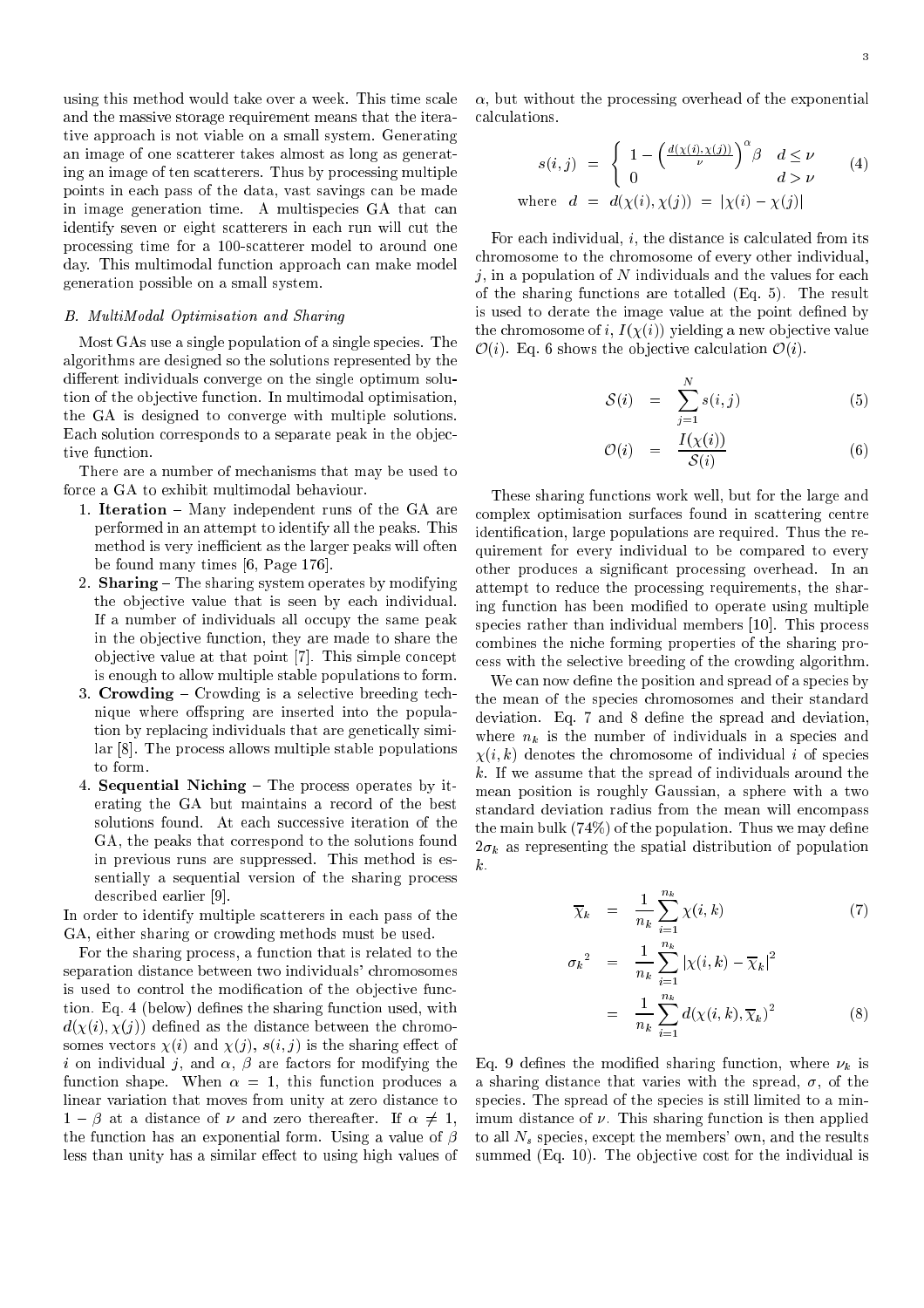using this method would take over a week. This time scale and the massive storage requirement means that the iterative approach is not viable on a small system. Generating an image of one scatterer takes almost as long as generating an image of ten scatterers. Thus by processing multiple points in each pass of the data, vast savings can be made in image generation time. A multispecies GA that can identify seven or eight scatterers in each run will cut the processing time for a 100-scatterer model to around one day. This multimodal function approach can make model generation possible on a small system.

### B. MultiModal Optimisation and Sharing

Most GAs use a single population of a single species. The algorithms are designed so the solutions represented by the different individuals converge on the single optimum solution of the objective function. In multimodal optimisation, the GA is designed to converge with multiple solutions. Each solution corresponds to a separate peak in the objective function.

There are a number of mechanisms that may be used to force a GA to exhibit multimodal behaviour.

1. **Iteration** – Many independent runs of the GA are performed in an attempt to identify all the peaks. This method is very inefficient as the larger peaks will often be found many times [6, Page 176].
2. **Sharing** – The sharing system operates by modifying the objective value that is seen by each individual. If a number of individuals all occupy the same peak in the objective function, they are made to share the objective value at that point [7]. This simple concept is enough to allow multiple stable populations to form.
3. **Crowding** – Crowding is a selective breeding technique where offspring are inserted into the population by replacing individuals that are genetically similar [8]. The process allows multiple stable populations to form.
4. **Sequential Niching** – The process operates by iterating the GA but maintains a record of the best solutions found. At each successive iteration of the GA, the peaks that correspond to the solutions found in previous runs are suppressed. This method is essentially a sequential version of the sharing process described earlier [9].

In order to identify multiple scatterers in each pass of the GA, either sharing or crowding methods must be used.

For the sharing process, a function that is related to the separation distance between two individuals' chromosomes is used to control the modification of the objective function. Eq. 4 (below) defines the sharing function used, with $d(\chi(i), \chi(j))$ defined as the distance between the chromosomes vectors $\chi(i)$ and $\chi(j)$, $s(i,j)$ is the sharing effect of $i$ on individual $j$, and $\alpha$, $\beta$ are factors for modifying the function shape. When $\alpha = 1$, this function produces a linear variation that moves from unity at zero distance to $1 - \beta$ at a distance of $\nu$ and zero thereafter. If $\alpha \neq 1$, the function has an exponential form. Using a value of $\beta$ less than unity has a similar effect to using high values of $\alpha$, but without the processing overhead of the exponential calculations.

$$
\begin{aligned}
s(i,j) &= \begin{cases} 1 - \left(\frac{d(\chi(i),\chi(j))}{\nu}\right)^{\alpha} \beta & d \le \nu \\ 0 & d > \nu \end{cases} \qquad (4) \\
\text{where} \quad d &= d(\chi(i), \chi(j)) \; = \; |\chi(i) - \chi(j)|
\end{aligned}
$$

For each individual, $i$, the distance is calculated from its chromosome to the chromosome of every other individual, $j$, in a population of $N$ individuals and the values for each of the sharing functions are totalled (Eq. 5). The result is used to derate the image value at the point defined by the chromosome of $i$, $I(\chi(i))$ yielding a new objective value $\mathcal{O}(i)$. Eq. 6 shows the objective calculation $\mathcal{O}(i)$.

$$
\mathcal{S}(i) = \sum_{j=1}^{N} s(i,j) \qquad (5)
$$

$$
\mathcal{O}(i) = \frac{I(\chi(i))}{\mathcal{S}(i)} \qquad (6)
$$

These sharing functions work well, but for the large and complex optimisation surfaces found in scattering centre identification, large populations are required. Thus the requirement for every individual to be compared to every other produces a significant processing overhead. In an attempt to reduce the processing requirements, the sharing function has been modified to operate using multiple species rather than individual members [10]. This process combines the niche forming properties of the sharing process with the selective breeding of the crowding algorithm.

We can now define the position and spread of a species by the mean of the species chromosomes and their standard deviation. Eq. 7 and 8 define the spread and deviation, where $n_k$ is the number of individuals in a species and $\chi(i,k)$ denotes the chromosome of individual $i$ of species $k$. If we assume that the spread of individuals around the mean position is roughly Gaussian, a sphere with a two standard deviation radius from the mean will encompass the main bulk (74%) of the population. Thus we may define $2\sigma_k$ as representing the spatial distribution of population $k$.

$$
\overline{\chi}_k = \frac{1}{n_k} \sum_{i=1}^{n_k} \chi(i,k) \qquad (7)
$$

$$
\begin{aligned}
{\sigma_k}^2 &= \frac{1}{n_k} \sum_{i=1}^{n_k} |\chi(i,k) - \overline{\chi}_k|^2 \\
&= \frac{1}{n_k} \sum_{i=1}^{n_k} d(\chi(i,k), \overline{\chi}_k)^2 \qquad (8)
\end{aligned}
$$

Eq. 9 defines the modified sharing function, where $\nu_k$ is a sharing distance that varies with the spread, $\sigma$, of the species. The spread of the species is still limited to a minimum distance of $\nu$. This sharing function is then applied to all $N_s$ species, except the members' own, and the results summed (Eq. 10). The objective cost for the individual is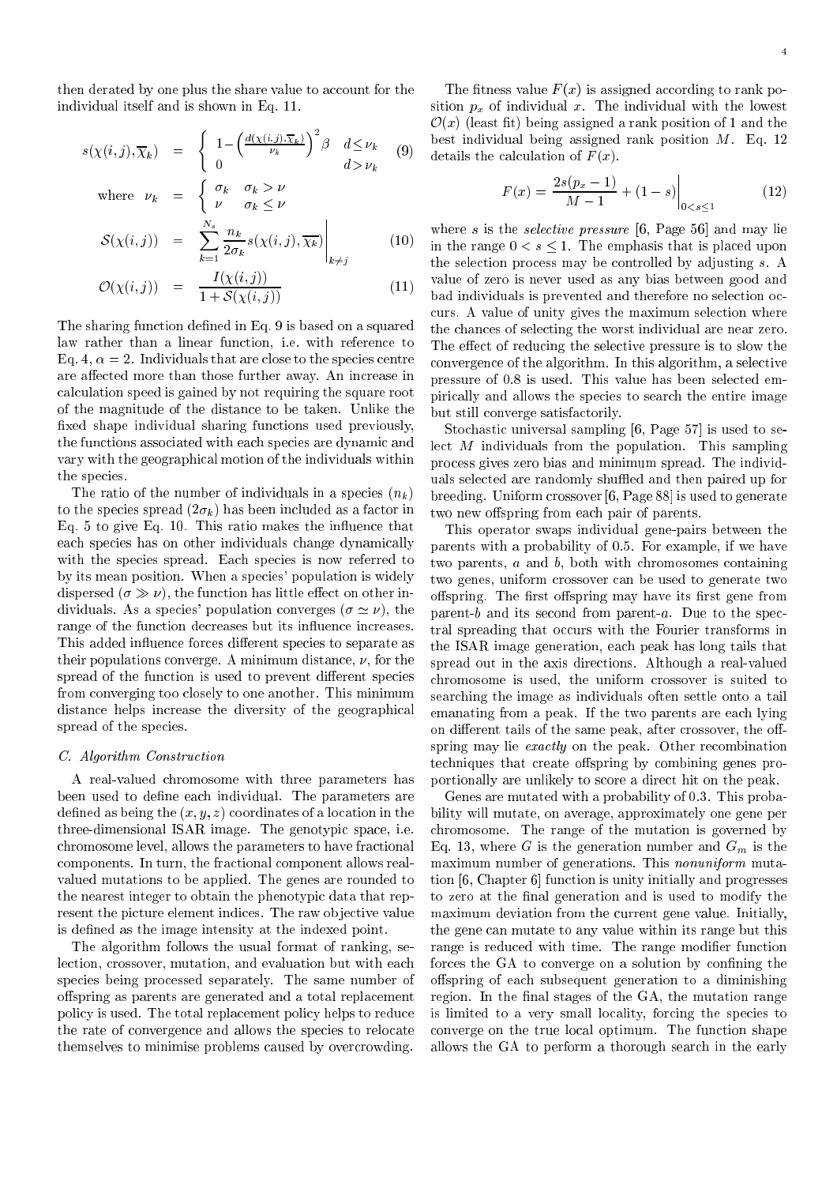then derated by one plus the share value to account for the individual itself and is shown in Eq. 11.

$$s(\chi(i,j),\overline{\chi}_k) = \begin{cases} 1-\left(\frac{d(\chi(i,j),\overline{\chi}_k)}{\nu_k}\right)^2\beta & d \leq \nu_k \\ 0 & d > \nu_k \end{cases} \quad (9)$$

$$\text{where} \quad \nu_k = \begin{cases} \sigma_k & \sigma_k > \nu \\ \nu & \sigma_k \leq \nu \end{cases}$$

$$\mathcal{S}(\chi(i,j)) = \sum_{k=1}^{N_s} \frac{n_k}{2\sigma_k} s(\chi(i,j),\overline{\chi_k})\Bigg|_{k \neq j} \quad (10)$$

$$\mathcal{O}(\chi(i,j)) = \frac{I(\chi(i,j))}{1+\mathcal{S}(\chi(i,j))} \quad (11)$$

The sharing function defined in Eq. 9 is based on a squared law rather than a linear function, i.e. with reference to Eq. 4, $\alpha = 2$. Individuals that are close to the species centre are affected more than those further away. An increase in calculation speed is gained by not requiring the square root of the magnitude of the distance to be taken. Unlike the fixed shape individual sharing functions used previously, the functions associated with each species are dynamic and vary with the geographical motion of the individuals within the species.

The ratio of the number of individuals in a species ($n_k$) to the species spread ($2\sigma_k$) has been included as a factor in Eq. 5 to give Eq. 10. This ratio makes the influence that each species has on other individuals change dynamically with the species spread. Each species is now referred to by its mean position. When a species' population is widely dispersed ($\sigma \gg \nu$), the function has little effect on other individuals. As a species' population converges ($\sigma \simeq \nu$), the range of the function decreases but its influence increases. This added influence forces different species to separate as their populations converge. A minimum distance, $\nu$, for the spread of the function is used to prevent different species from converging too closely to one another. This minimum distance helps increase the diversity of the geographical spread of the species.

### C. Algorithm Construction

A real-valued chromosome with three parameters has been used to define each individual. The parameters are defined as being the $(x, y, z)$ coordinates of a location in the three-dimensional ISAR image. The genotypic space, i.e. chromosome level, allows the parameters to have fractional components. In turn, the fractional component allows real-valued mutations to be applied. The genes are rounded to the nearest integer to obtain the phenotypic data that represent the picture element indices. The raw objective value is defined as the image intensity at the indexed point.

The algorithm follows the usual format of ranking, selection, crossover, mutation, and evaluation but with each species being processed separately. The same number of offspring as parents are generated and a total replacement policy is used. The total replacement policy helps to reduce the rate of convergence and allows the species to relocate themselves to minimise problems caused by overcrowding.

The fitness value $F(x)$ is assigned according to rank position $p_x$ of individual $x$. The individual with the lowest $\mathcal{O}(x)$ (least fit) being assigned a rank position of 1 and the best individual being assigned rank position $M$. Eq. 12 details the calculation of $F(x)$.

$$F(x) = \frac{2s(p_x - 1)}{M-1} + (1-s)\Bigg|_{0<s\leq 1} \quad (12)$$

where $s$ is the *selective pressure* [6, Page 56] and may lie in the range $0 < s \leq 1$. The emphasis that is placed upon the selection process may be controlled by adjusting $s$. A value of zero is never used as any bias between good and bad individuals is prevented and therefore no selection occurs. A value of unity gives the maximum selection where the chances of selecting the worst individual are near zero. The effect of reducing the selective pressure is to slow the convergence of the algorithm. In this algorithm, a selective pressure of 0.8 is used. This value has been selected empirically and allows the species to search the entire image but still converge satisfactorily.

Stochastic universal sampling [6, Page 57] is used to select $M$ individuals from the population. This sampling process gives zero bias and minimum spread. The individuals selected are randomly shuffled and then paired up for breeding. Uniform crossover [6, Page 88] is used to generate two new offspring from each pair of parents.

This operator swaps individual gene-pairs between the parents with a probability of 0.5. For example, if we have two parents, $a$ and $b$, both with chromosomes containing two genes, uniform crossover can be used to generate two offspring. The first offspring may have its first gene from parent-$b$ and its second from parent-$a$. Due to the spectral spreading that occurs with the Fourier transforms in the ISAR image generation, each peak has long tails that spread out in the axis directions. Although a real-valued chromosome is used, the uniform crossover is suited to searching the image as individuals often settle onto a tail emanating from a peak. If the two parents are each lying on different tails of the same peak, after crossover, the offspring may lie *exactly* on the peak. Other recombination techniques that create offspring by combining genes proportionally are unlikely to score a direct hit on the peak.

Genes are mutated with a probability of 0.3. This probability will mutate, on average, approximately one gene per chromosome. The range of the mutation is governed by Eq. 13, where $G$ is the generation number and $G_m$ is the maximum number of generations. This *nonuniform* mutation [6, Chapter 6] function is unity initially and progresses to zero at the final generation and is used to modify the maximum deviation from the current gene value. Initially, the gene can mutate to any value within its range but this range is reduced with time. The range modifier function forces the GA to converge on a solution by confining the offspring of each subsequent generation to a diminishing region. In the final stages of the GA, the mutation range is limited to a very small locality, forcing the species to converge on the true local optimum. The function shape allows the GA to perform a thorough search in the early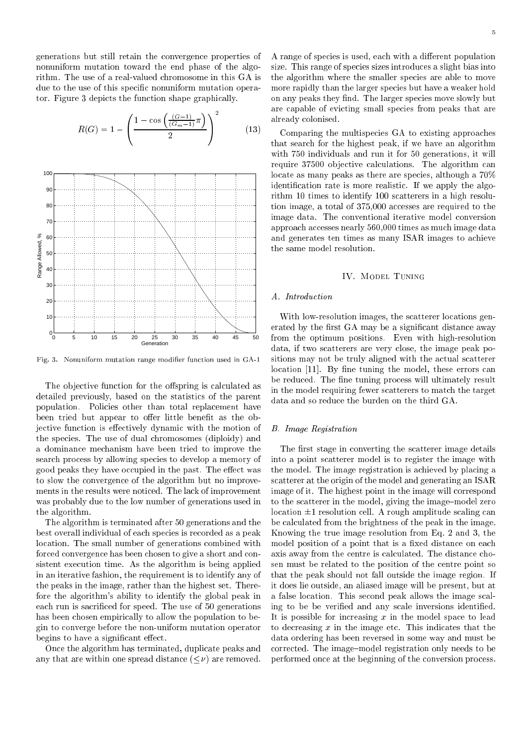generations but still retain the convergence properties of nonuniform mutation toward the end phase of the algorithm. The use of a real-valued chromosome in this GA is due to the use of this specific nonuniform mutation operator. Figure 3 depicts the function shape graphically.

$$R(G) = 1 - \left( \frac{1 - \cos\left(\frac{(G-1)}{(G_m-1)}\pi\right)}{2} \right)^2 \tag{13}$$

Fig. 3. Nonuniform mutation range modifier function used in GA-1

The objective function for the offspring is calculated as detailed previously, based on the statistics of the parent population. Policies other than total replacement have been tried but appear to offer little benefit as the objective function is effectively dynamic with the motion of the species. The use of dual chromosomes (diploidy) and a dominance mechanism have been tried to improve the search process by allowing species to develop a memory of good peaks they have occupied in the past. The effect was to slow the convergence of the algorithm but no improvements in the results were noticed. The lack of improvement was probably due to the low number of generations used in the algorithm.

The algorithm is terminated after 50 generations and the best overall individual of each species is recorded as a peak location. The small number of generations combined with forced convergence has been chosen to give a short and consistent execution time. As the algorithm is being applied in an iterative fashion, the requirement is to identify any of the peaks in the image, rather than the highest set. Therefore the algorithm's ability to identify the global peak in each run is sacrificed for speed. The use of 50 generations has been chosen empirically to allow the population to begin to converge before the non-uniform mutation operator begins to have a significant effect.

Once the algorithm has terminated, duplicate peaks and any that are within one spread distance ($\leq \nu$) are removed. A range of species is used, each with a different population size. This range of species sizes introduces a slight bias into the algorithm where the smaller species are able to move more rapidly than the larger species but have a weaker hold on any peaks they find. The larger species move slowly but are capable of evicting small species from peaks that are already colonised.

Comparing the multispecies GA to existing approaches that search for the highest peak, if we have an algorithm with 750 individuals and run it for 50 generations, it will require 37500 objective calculations. The algorithm can locate as many peaks as there are species, although a 70% identification rate is more realistic. If we apply the algorithm 10 times to identify 100 scatterers in a high resolution image, a total of 375,000 accesses are required to the image data. The conventional iterative model conversion approach accesses nearly 560,000 times as much image data and generates ten times as many ISAR images to achieve the same model resolution.

## IV. Model Tuning

### A. Introduction

With low-resolution images, the scatterer locations generated by the first GA may be a significant distance away from the optimum positions. Even with high-resolution data, if two scatterers are very close, the image peak positions may not be truly aligned with the actual scatterer location [11]. By fine tuning the model, these errors can be reduced. The fine tuning process will ultimately result in the model requiring fewer scatterers to match the target data and so reduce the burden on the third GA.

### B. Image Registration

The first stage in converting the scatterer image details into a point scatterer model is to register the image with the model. The image registration is achieved by placing a scatterer at the origin of the model and generating an ISAR image of it. The highest point in the image will correspond to the scatterer in the model, giving the image–model zero location $\pm 1$ resolution cell. A rough amplitude scaling can be calculated from the brightness of the peak in the image. Knowing the true image resolution from Eq. 2 and 3, the model position of a point that is a fixed distance on each axis away from the centre is calculated. The distance chosen must be related to the position of the centre point so that the peak should not fall outside the image region. If it does lie outside, an aliased image will be present, but at a false location. This second peak allows the image scaling to be verified and any scale inversions identified. It is possible for increasing $x$ in the model space to lead to decreasing $x$ in the image etc. This indicates that the data ordering has been reversed in some way and must be corrected. The image–model registration only needs to be performed once at the beginning of the conversion process.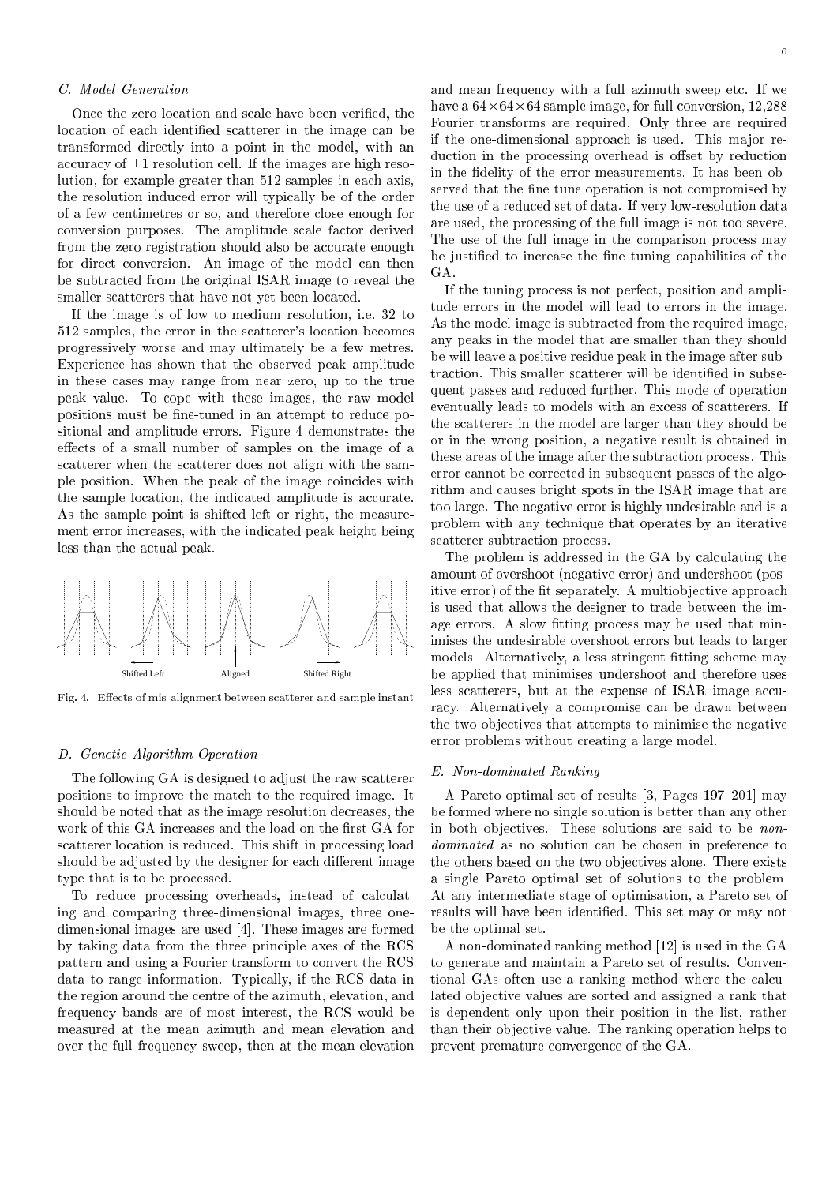### C. Model Generation

Once the zero location and scale have been verified, the location of each identified scatterer in the image can be transformed directly into a point in the model, with an accuracy of $\pm 1$ resolution cell. If the images are high resolution, for example greater than 512 samples in each axis, the resolution induced error will typically be of the order of a few centimetres or so, and therefore close enough for conversion purposes. The amplitude scale factor derived from the zero registration should also be accurate enough for direct conversion. An image of the model can then be subtracted from the original ISAR image to reveal the smaller scatterers that have not yet been located.

If the image is of low to medium resolution, i.e. 32 to 512 samples, the error in the scatterer's location becomes progressively worse and may ultimately be a few metres. Experience has shown that the observed peak amplitude in these cases may range from near zero, up to the true peak value. To cope with these images, the raw model positions must be fine-tuned in an attempt to reduce positional and amplitude errors. Figure 4 demonstrates the effects of a small number of samples on the image of a scatterer when the scatterer does not align with the sample position. When the peak of the image coincides with the sample location, the indicated amplitude is accurate. As the sample point is shifted left or right, the measurement error increases, with the indicated peak height being less than the actual peak.

Shifted Left

Aligned

Shifted Right

Fig. 4. Effects of mis-alignment between scatterer and sample instant

### D. Genetic Algorithm Operation

The following GA is designed to adjust the raw scatterer positions to improve the match to the required image. It should be noted that as the image resolution decreases, the work of this GA increases and the load on the first GA for scatterer location is reduced. This shift in processing load should be adjusted by the designer for each different image type that is to be processed.

To reduce processing overheads, instead of calculating and comparing three-dimensional images, three one-dimensional images are used [4]. These images are formed by taking data from the three principle axes of the RCS pattern and using a Fourier transform to convert the RCS data to range information. Typically, if the RCS data in the region around the centre of the azimuth, elevation, and frequency bands are of most interest, the RCS would be measured at the mean azimuth and mean elevation and over the full frequency sweep, then at the mean elevation and mean frequency with a full azimuth sweep etc. If we have a $64 \times 64 \times 64$ sample image, for full conversion, 12,288 Fourier transforms are required. Only three are required if the one-dimensional approach is used. This major reduction in the processing overhead is offset by reduction in the fidelity of the error measurements. It has been observed that the fine tune operation is not compromised by the use of a reduced set of data. If very low-resolution data are used, the processing of the full image is not too severe. The use of the full image in the comparison process may be justified to increase the fine tuning capabilities of the GA.

If the tuning process is not perfect, position and amplitude errors in the model will lead to errors in the image. As the model image is subtracted from the required image, any peaks in the model that are smaller than they should be will leave a positive residue peak in the image after subtraction. This smaller scatterer will be identified in subsequent passes and reduced further. This mode of operation eventually leads to models with an excess of scatterers. If the scatterers in the model are larger than they should be or in the wrong position, a negative result is obtained in these areas of the image after the subtraction process. This error cannot be corrected in subsequent passes of the algorithm and causes bright spots in the ISAR image that are too large. The negative error is highly undesirable and is a problem with any technique that operates by an iterative scatterer subtraction process.

The problem is addressed in the GA by calculating the amount of overshoot (negative error) and undershoot (positive error) of the fit separately. A multiobjective approach is used that allows the designer to trade between the image errors. A slow fitting process may be used that minimises the undesirable overshoot errors but leads to larger models. Alternatively, a less stringent fitting scheme may be applied that minimises undershoot and therefore uses less scatterers, but at the expense of ISAR image accuracy. Alternatively a compromise can be drawn between the two objectives that attempts to minimise the negative error problems without creating a large model.

### E. Non-dominated Ranking

A Pareto optimal set of results [3, Pages 197–201] may be formed where no single solution is better than any other in both objectives. These solutions are said to be *non-dominated* as no solution can be chosen in preference to the others based on the two objectives alone. There exists a single Pareto optimal set of solutions to the problem. At any intermediate stage of optimisation, a Pareto set of results will have been identified. This set may or may not be the optimal set.

A non-dominated ranking method [12] is used in the GA to generate and maintain a Pareto set of results. Conventional GAs often use a ranking method where the calculated objective values are sorted and assigned a rank that is dependent only upon their position in the list, rather than their objective value. The ranking operation helps to prevent premature convergence of the GA.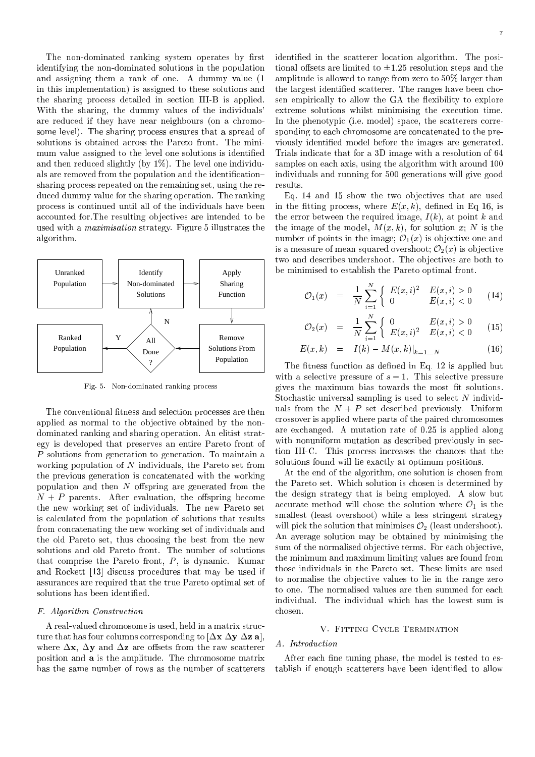The non-dominated ranking system operates by first identifying the non-dominated solutions in the population and assigning them a rank of one. A dummy value (1 in this implementation) is assigned to these solutions and the sharing process detailed in section III-B is applied. With the sharing, the dummy values of the individuals' are reduced if they have near neighbours (on a chromosome level). The sharing process ensures that a spread of solutions is obtained across the Pareto front. The minimum value assigned to the level one solutions is identified and then reduced slightly (by 1%). The level one individuals are removed from the population and the identification–sharing process repeated on the remaining set, using the reduced dummy value for the sharing operation. The ranking process is continued until all of the individuals have been accounted for.The resulting objectives are intended to be used with a *maximisation* strategy. Figure 5 illustrates the algorithm.

Fig. 5. Non-dominated ranking process

The conventional fitness and selection processes are then applied as normal to the objective obtained by the non-dominated ranking and sharing operation. An elitist strategy is developed that preserves an entire Pareto front of $P$ solutions from generation to generation. To maintain a working population of $N$ individuals, the Pareto set from the previous generation is concatenated with the working population and then $N$ offspring are generated from the $N+P$ parents. After evaluation, the offspring become the new working set of individuals. The new Pareto set is calculated from the population of solutions that results from concatenating the new working set of individuals and the old Pareto set, thus choosing the best from the new solutions and old Pareto front. The number of solutions that comprise the Pareto front, $P$, is dynamic. Kumar and Rockett [13] discuss procedures that may be used if assurances are required that the true Pareto optimal set of solutions has been identified.

### F. Algorithm Construction

A real-valued chromosome is used, held in a matrix structure that has four columns corresponding to $[\mathbf{\Delta x}\ \mathbf{\Delta y}\ \mathbf{\Delta z}\ \mathbf{a}]$, where $\mathbf{\Delta x}$, $\mathbf{\Delta y}$ and $\mathbf{\Delta z}$ are offsets from the raw scatterer position and $\mathbf{a}$ is the amplitude. The chromosome matrix has the same number of rows as the number of scatterers identified in the scatterer location algorithm. The positional offsets are limited to $\pm 1.25$ resolution steps and the amplitude is allowed to range from zero to 50% larger than the largest identified scatterer. The ranges have been chosen empirically to allow the GA the flexibility to explore extreme solutions whilst minimising the execution time. In the phenotypic (i.e. model) space, the scatterers corresponding to each chromosome are concatenated to the previously identified model before the images are generated. Trials indicate that for a 3D image with a resolution of 64 samples on each axis, using the algorithm with around 100 individuals and running for 500 generations will give good results.

Eq. 14 and 15 show the two objectives that are used in the fitting process, where $E(x,k)$, defined in Eq 16, is the error between the required image, $I(k)$, at point $k$ and the image of the model, $M(x,k)$, for solution $x$; $N$ is the number of points in the image; $\mathcal{O}_1(x)$ is objective one and is a measure of mean squared overshoot; $\mathcal{O}_2(x)$ is objective two and describes undershoot. The objectives are both to be minimised to establish the Pareto optimal front.

$$\mathcal{O}_1(x) = \frac{1}{N}\sum_{i=1}^{N}\begin{cases} E(x,i)^2 & E(x,i) > 0 \\ 0 & E(x,i) < 0 \end{cases} \tag{14}$$

$$\mathcal{O}_2(x) = \frac{1}{N}\sum_{i=1}^{N}\begin{cases} 0 & E(x,i) > 0 \\ E(x,i)^2 & E(x,i) < 0 \end{cases} \tag{15}$$

$$E(x,k) = I(k) - M(x,k)|_{k=1\ldots N} \tag{16}$$

The fitness function as defined in Eq. 12 is applied but with a selective pressure of $s=1$. This selective pressure gives the maximum bias towards the most fit solutions. Stochastic universal sampling is used to select $N$ individuals from the $N+P$ set described previously. Uniform crossover is applied where parts of the paired chromosomes are exchanged. A mutation rate of 0.25 is applied along with nonuniform mutation as described previously in section III-C. This process increases the chances that the solutions found will lie exactly at optimum positions.

At the end of the algorithm, one solution is chosen from the Pareto set. Which solution is chosen is determined by the design strategy that is being employed. A slow but accurate method will chose the solution where $\mathcal{O}_1$ is the smallest (least overshoot) while a less stringent strategy will pick the solution that minimises $\mathcal{O}_2$ (least undershoot). An average solution may be obtained by minimising the sum of the normalised objective terms. For each objective, the minimum and maximum limiting values are found from those individuals in the Pareto set. These limits are used to normalise the objective values to lie in the range zero to one. The normalised values are then summed for each individual. The individual which has the lowest sum is chosen.

## V. Fitting Cycle Termination

### A. Introduction

After each fine tuning phase, the model is tested to establish if enough scatterers have been identified to allow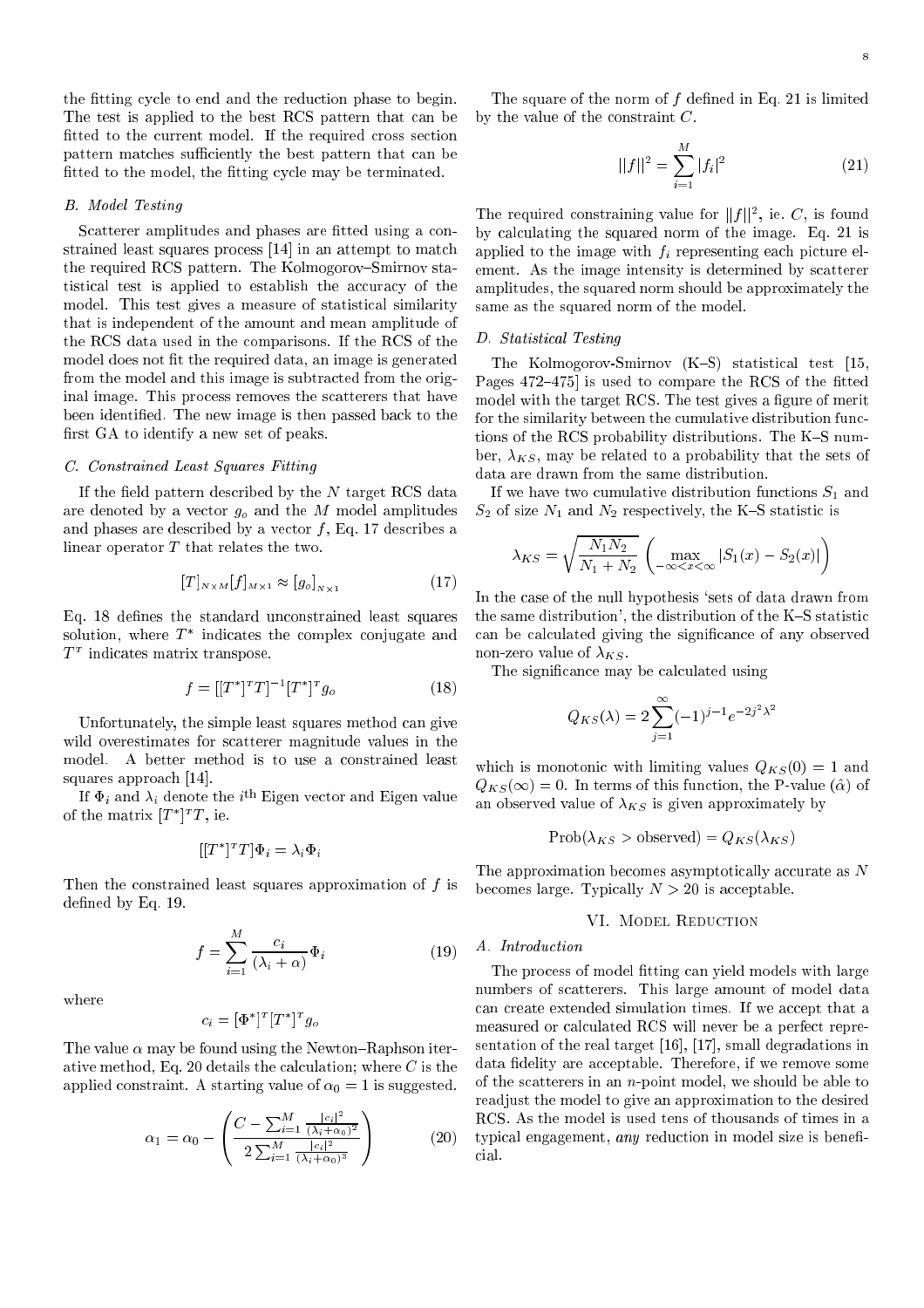the fitting cycle to end and the reduction phase to begin. The test is applied to the best RCS pattern that can be fitted to the current model. If the required cross section pattern matches sufficiently the best pattern that can be fitted to the model, the fitting cycle may be terminated.

### B. Model Testing

Scatterer amplitudes and phases are fitted using a constrained least squares process [14] in an attempt to match the required RCS pattern. The Kolmogorov–Smirnov statistical test is applied to establish the accuracy of the model. This test gives a measure of statistical similarity that is independent of the amount and mean amplitude of the RCS data used in the comparisons. If the RCS of the model does not fit the required data, an image is generated from the model and this image is subtracted from the original image. This process removes the scatterers that have been identified. The new image is then passed back to the first GA to identify a new set of peaks.

### C. Constrained Least Squares Fitting

If the field pattern described by the $N$ target RCS data are denoted by a vector $g_o$ and the $M$ model amplitudes and phases are described by a vector $f$, Eq. 17 describes a linear operator $T$ that relates the two.

$$[T]_{N\times M}[f]_{M\times 1} \approx [g_o]_{N\times 1} \tag{17}$$

Eq. 18 defines the standard unconstrained least squares solution, where $T^*$ indicates the complex conjugate and $T^T$ indicates matrix transpose.

$$f = [[T^*]^T T]^{-1}[T^*]^T g_o \tag{18}$$

Unfortunately, the simple least squares method can give wild overestimates for scatterer magnitude values in the model. A better method is to use a constrained least squares approach [14].

If $\Phi_i$ and $\lambda_i$ denote the $i^{\text{th}}$ Eigen vector and Eigen value of the matrix $[T^*]^T T$, ie.

$$[[T^*]^T T]\Phi_i = \lambda_i \Phi_i$$

Then the constrained least squares approximation of $f$ is defined by Eq. 19.

$$f = \sum_{i=1}^{M} \frac{c_i}{(\lambda_i + \alpha)} \Phi_i \tag{19}$$

where

$$c_i = [\Phi^*]^T [T^*]^T g_o$$

The value $\alpha$ may be found using the Newton–Raphson iterative method, Eq. 20 details the calculation; where $C$ is the applied constraint. A starting value of $\alpha_0 = 1$ is suggested.

$$\alpha_1 = \alpha_0 - \left( \frac{C - \sum_{i=1}^{M} \frac{|c_i|^2}{(\lambda_i+\alpha_0)^2}}{2\sum_{i=1}^{M} \frac{|c_i|^2}{(\lambda_i+\alpha_0)^3}} \right) \tag{20}$$

The square of the norm of $f$ defined in Eq. 21 is limited by the value of the constraint $C$.

$$||f||^2 = \sum_{i=1}^{M} |f_i|^2 \tag{21}$$

The required constraining value for $\|f\|^2$, ie. $C$, is found by calculating the squared norm of the image. Eq. 21 is applied to the image with $f_i$ representing each picture element. As the image intensity is determined by scatterer amplitudes, the squared norm should be approximately the same as the squared norm of the model.

### D. Statistical Testing

The Kolmogorov-Smirnov (K–S) statistical test [15, Pages 472–475] is used to compare the RCS of the fitted model with the target RCS. The test gives a figure of merit for the similarity between the cumulative distribution functions of the RCS probability distributions. The K–S number, $\lambda_{KS}$, may be related to a probability that the sets of data are drawn from the same distribution.

If we have two cumulative distribution functions $S_1$ and $S_2$ of size $N_1$ and $N_2$ respectively, the K–S statistic is

$$\lambda_{KS} = \sqrt{\frac{N_1 N_2}{N_1 + N_2}} \left( \max_{-\infty<x<\infty} |S_1(x) - S_2(x)| \right)$$

In the case of the null hypothesis 'sets of data drawn from the same distribution', the distribution of the K–S statistic can be calculated giving the significance of any observed non-zero value of $\lambda_{KS}$.

The significance may be calculated using

$$Q_{KS}(\lambda) = 2\sum_{j=1}^{\infty}(-1)^{j-1}e^{-2j^2\lambda^2}$$

which is monotonic with limiting values $Q_{KS}(0) = 1$ and $Q_{KS}(\infty) = 0$. In terms of this function, the P-value ($\hat{\alpha}$) of an observed value of $\lambda_{KS}$ is given approximately by

$$\text{Prob}(\lambda_{KS} > \text{observed}) = Q_{KS}(\lambda_{KS})$$

The approximation becomes asymptotically accurate as $N$ becomes large. Typically $N > 20$ is acceptable.

## VI. Model Reduction

### A. Introduction

The process of model fitting can yield models with large numbers of scatterers. This large amount of model data can create extended simulation times. If we accept that a measured or calculated RCS will never be a perfect representation of the real target [16], [17], small degradations in data fidelity are acceptable. Therefore, if we remove some of the scatterers in an $n$-point model, we should be able to readjust the model to give an approximation to the desired RCS. As the model is used tens of thousands of times in a typical engagement, *any* reduction in model size is beneficial.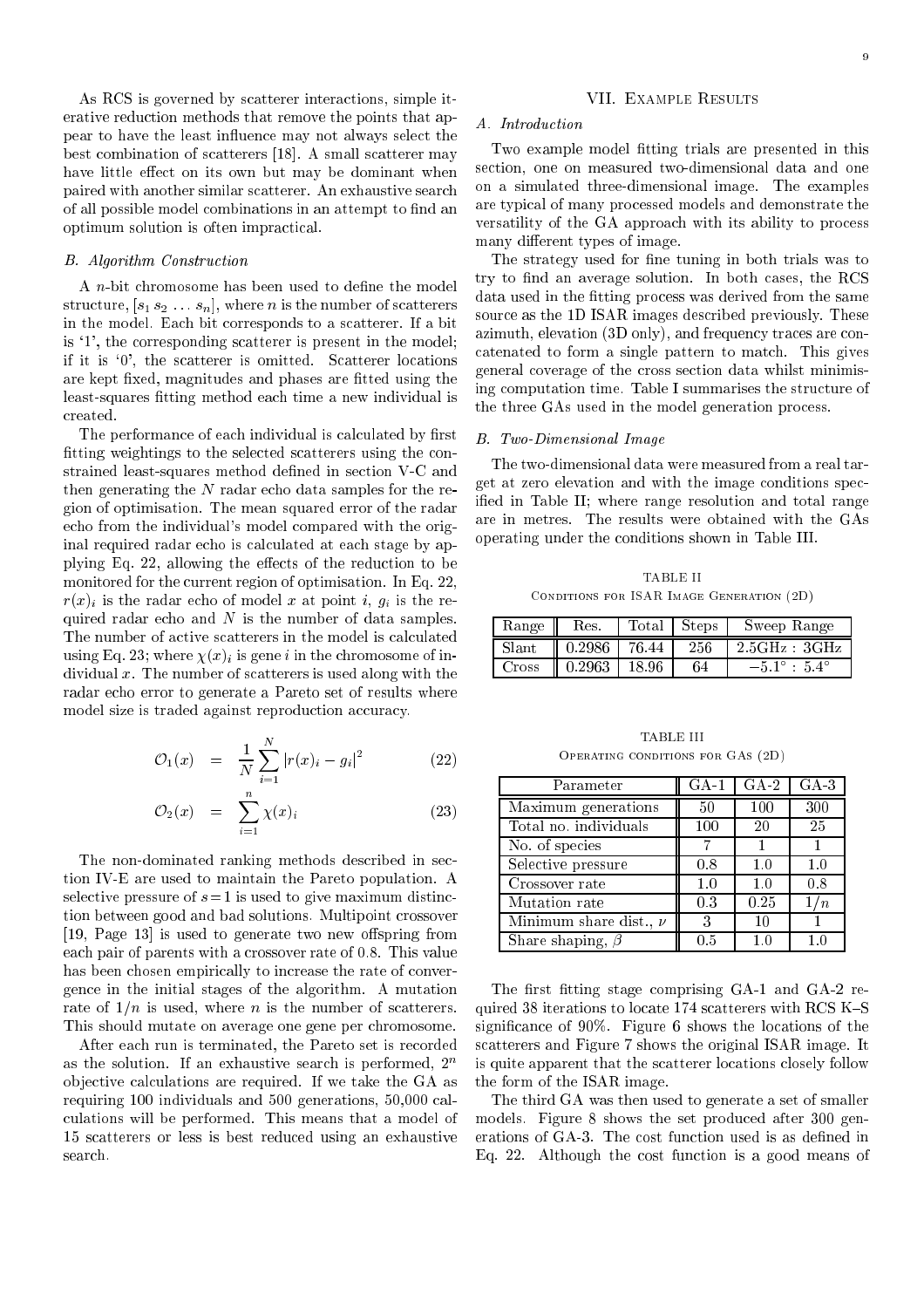As RCS is governed by scatterer interactions, simple iterative reduction methods that remove the points that appear to have the least influence may not always select the best combination of scatterers [18]. A small scatterer may have little effect on its own but may be dominant when paired with another similar scatterer. An exhaustive search of all possible model combinations in an attempt to find an optimum solution is often impractical.

### B. Algorithm Construction

A $n$-bit chromosome has been used to define the model structure, $[s_1\, s_2\, \ldots\, s_n]$, where $n$ is the number of scatterers in the model. Each bit corresponds to a scatterer. If a bit is '1', the corresponding scatterer is present in the model; if it is '0', the scatterer is omitted. Scatterer locations are kept fixed, magnitudes and phases are fitted using the least-squares fitting method each time a new individual is created.

The performance of each individual is calculated by first fitting weightings to the selected scatterers using the constrained least-squares method defined in section V-C and then generating the $N$ radar echo data samples for the region of optimisation. The mean squared error of the radar echo from the individual's model compared with the original required radar echo is calculated at each stage by applying Eq. 22, allowing the effects of the reduction to be monitored for the current region of optimisation. In Eq. 22, $r(x)_i$ is the radar echo of model $x$ at point $i$, $g_i$ is the required radar echo and $N$ is the number of data samples. The number of active scatterers in the model is calculated using Eq. 23; where $\chi(x)_i$ is gene $i$ in the chromosome of individual $x$. The number of scatterers is used along with the radar echo error to generate a Pareto set of results where model size is traded against reproduction accuracy.

$$\mathcal{O}_1(x) = \frac{1}{N}\sum_{i=1}^{N} \left| r(x)_i - g_i \right|^2 \quad (22)$$

$$\mathcal{O}_2(x) = \sum_{i=1}^{n} \chi(x)_i \quad (23)$$

The non-dominated ranking methods described in section IV-E are used to maintain the Pareto population. A selective pressure of $s=1$ is used to give maximum distinction between good and bad solutions. Multipoint crossover [19, Page 13] is used to generate two new offspring from each pair of parents with a crossover rate of 0.8. This value has been chosen empirically to increase the rate of convergence in the initial stages of the algorithm. A mutation rate of $1/n$ is used, where $n$ is the number of scatterers. This should mutate on average one gene per chromosome.

After each run is terminated, the Pareto set is recorded as the solution. If an exhaustive search is performed, $2^n$ objective calculations are required. If we take the GA as requiring 100 individuals and 500 generations, 50,000 calculations will be performed. This means that a model of 15 scatterers or less is best reduced using an exhaustive search.

## VII. Example Results

### A. Introduction

Two example model fitting trials are presented in this section, one on measured two-dimensional data and one on a simulated three-dimensional image. The examples are typical of many processed models and demonstrate the versatility of the GA approach with its ability to process many different types of image.

The strategy used for fine tuning in both trials was to try to find an average solution. In both cases, the RCS data used in the fitting process was derived from the same source as the 1D ISAR images described previously. These azimuth, elevation (3D only), and frequency traces are concatenated to form a single pattern to match. This gives general coverage of the cross section data whilst minimising computation time. Table I summarises the structure of the three GAs used in the model generation process.

### B. Two-Dimensional Image

The two-dimensional data were measured from a real target at zero elevation and with the image conditions specified in Table II; where range resolution and total range are in metres. The results were obtained with the GAs operating under the conditions shown in Table III.

TABLE II
Conditions for ISAR Image Generation (2D)

| Range | Res. | Total | Steps | Sweep Range |
|---|---|---|---|---|
| Slant | 0.2986 | 76.44 | 256 | 2.5GHz : 3GHz |
| Cross | 0.2963 | 18.96 | 64 | $-5.1°$ : $5.4°$ |

TABLE III
Operating conditions for GAs (2D)

| Parameter | GA-1 | GA-2 | GA-3 |
|---|---|---|---|
| Maximum generations | 50 | 100 | 300 |
| Total no. individuals | 100 | 20 | 25 |
| No. of species | 7 | 1 | 1 |
| Selective pressure | 0.8 | 1.0 | 1.0 |
| Crossover rate | 1.0 | 1.0 | 0.8 |
| Mutation rate | 0.3 | 0.25 | $1/n$ |
| Minimum share dist., $\nu$ | 3 | 10 | 1 |
| Share shaping, $\beta$ | 0.5 | 1.0 | 1.0 |

The first fitting stage comprising GA-1 and GA-2 required 38 iterations to locate 174 scatterers with RCS K–S significance of 90%. Figure 6 shows the locations of the scatterers and Figure 7 shows the original ISAR image. It is quite apparent that the scatterer locations closely follow the form of the ISAR image.

The third GA was then used to generate a set of smaller models. Figure 8 shows the set produced after 300 generations of GA-3. The cost function used is as defined in Eq. 22. Although the cost function is a good means of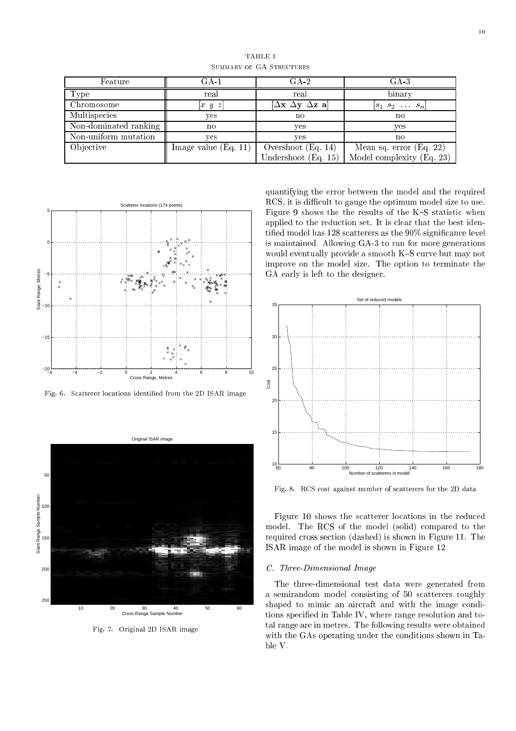TABLE I

Summary of GA Structures

| Feature | GA-1 | GA-2 | GA-3 |
|---|---|---|---|
| Type | real | real | binary |
| Chromosome | $[x\ y\ z]$ | $[\Delta\mathbf{x}\ \Delta\mathbf{y}\ \Delta\mathbf{z}\ \mathbf{a}]$ | $[s_1\ s_2\ \ldots\ s_n]$ |
| Multispecies | yes | no | no |
| Non-dominated ranking | no | yes | yes |
| Non-uniform mutation | yes | yes | no |
| Objective | Image value (Eq. 11) | Overshoot (Eq. 14) Undershoot (Eq. 15) | Mean sq. error (Eq. 22) Model complexity (Eq. 23) |

Fig. 6. Scatterer locations identified from the 2D ISAR image

Fig. 7. Original 2D ISAR image

quantifying the error between the model and the required RCS, it is difficult to gauge the optimum model size to use. Figure 9 shows the the results of the K–S statistic when applied to the reduction set. It is clear that the best identified model has 128 scatterers as the 90% significance level is maintained. Allowing GA-3 to run for more generations would eventually provide a smooth K–S curve but may not improve on the model size. The option to terminate the GA early is left to the designer.

Fig. 8. RCS cost against number of scatterers for the 2D data

Figure 10 shows the scatterer locations in the reduced model. The RCS of the model (solid) compared to the required cross section (dashed) is shown in Figure 11. The ISAR image of the model is shown in Figure 12

### C. Three-Dimensional Image

The three-dimensional test data were generated from a semirandom model consisting of 50 scatterers roughly shaped to mimic an aircraft and with the image conditions specified in Table IV, where range resolution and total range are in metres. The following results were obtained with the GAs operating under the conditions shown in Table V.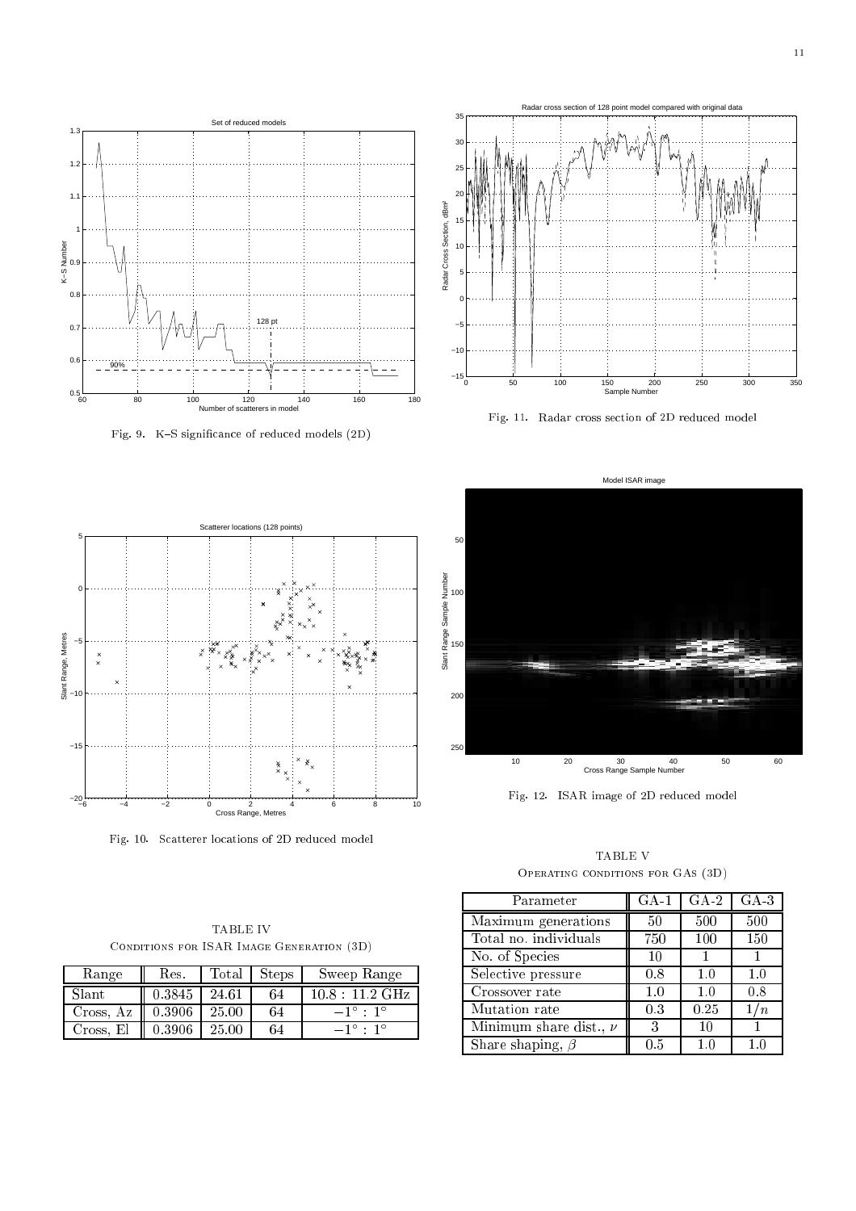Fig. 9. K–S significance of reduced models (2D)

Fig. 11. Radar cross section of 2D reduced model

Fig. 10. Scatterer locations of 2D reduced model

Fig. 12. ISAR image of 2D reduced model

TABLE IV
CONDITIONS FOR ISAR IMAGE GENERATION (3D)

| Range | Res. | Total | Steps | Sweep Range |
| --- | --- | --- | --- | --- |
| Slant | 0.3845 | 24.61 | 64 | $10.8 : 11.2$ GHz |
| Cross, Az | 0.3906 | 25.00 | 64 | $-1^\circ : 1^\circ$ |
| Cross, El | 0.3906 | 25.00 | 64 | $-1^\circ : 1^\circ$ |

TABLE V
OPERATING CONDITIONS FOR GAS (3D)

| Parameter | GA-1 | GA-2 | GA-3 |
| --- | --- | --- | --- |
| Maximum generations | 50 | 500 | 500 |
| Total no. individuals | 750 | 100 | 150 |
| No. of Species | 10 | 1 | 1 |
| Selective pressure | 0.8 | 1.0 | 1.0 |
| Crossover rate | 1.0 | 1.0 | 0.8 |
| Mutation rate | 0.3 | 0.25 | $1/n$ |
| Minimum share dist., $\nu$ | 3 | 10 | 1 |
| Share shaping, $\beta$ | 0.5 | 1.0 | 1.0 |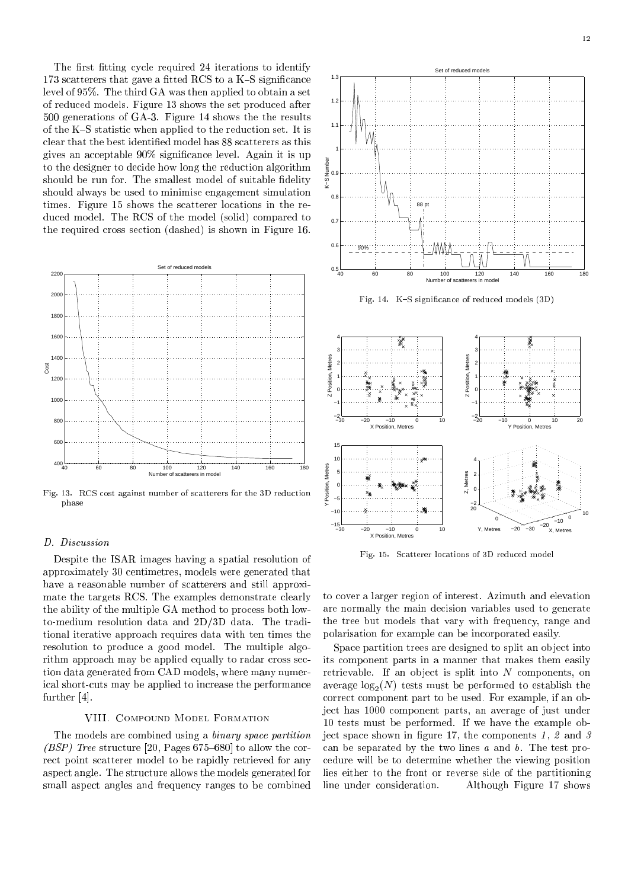The first fitting cycle required 24 iterations to identify 173 scatterers that gave a fitted RCS to a K–S significance level of 95%. The third GA was then applied to obtain a set of reduced models. Figure 13 shows the set produced after 500 generations of GA-3. Figure 14 shows the the results of the K–S statistic when applied to the reduction set. It is clear that the best identified model has 88 scatterers as this gives an acceptable 90% significance level. Again it is up to the designer to decide how long the reduction algorithm should be run for. The smallest model of suitable fidelity should always be used to minimise engagement simulation times. Figure 15 shows the scatterer locations in the reduced model. The RCS of the model (solid) compared to the required cross section (dashed) is shown in Figure 16.

Fig. 13. RCS cost against number of scatterers for the 3D reduction phase

Fig. 14. K–S significance of reduced models (3D)

Fig. 15. Scatterer locations of 3D reduced model

### D. Discussion

Despite the ISAR images having a spatial resolution of approximately 30 centimetres, models were generated that have a reasonable number of scatterers and still approximate the targets RCS. The examples demonstrate clearly the ability of the multiple GA method to process both low-to-medium resolution data and 2D/3D data. The traditional iterative approach requires data with ten times the resolution to produce a good model. The multiple algorithm approach may be applied equally to radar cross section data generated from CAD models, where many numerical short-cuts may be applied to increase the performance further [4].

## VIII. Compound Model Formation

The models are combined using a *binary space partition (BSP) Tree* structure [20, Pages 675–680] to allow the correct point scatterer model to be rapidly retrieved for any aspect angle. The structure allows the models generated for small aspect angles and frequency ranges to be combined to cover a larger region of interest. Azimuth and elevation are normally the main decision variables used to generate the tree but models that vary with frequency, range and polarisation for example can be incorporated easily.

Space partition trees are designed to split an object into its component parts in a manner that makes them easily retrievable. If an object is split into $N$ components, on average $\log_2(N)$ tests must be performed to establish the correct component part to be used. For example, if an object has 1000 component parts, an average of just under 10 tests must be performed. If we have the example object space shown in figure 17, the components *1*, *2* and *3* can be separated by the two lines *a* and *b*. The test procedure will be to determine whether the viewing position lies either to the front or reverse side of the partitioning line under consideration. Although Figure 17 shows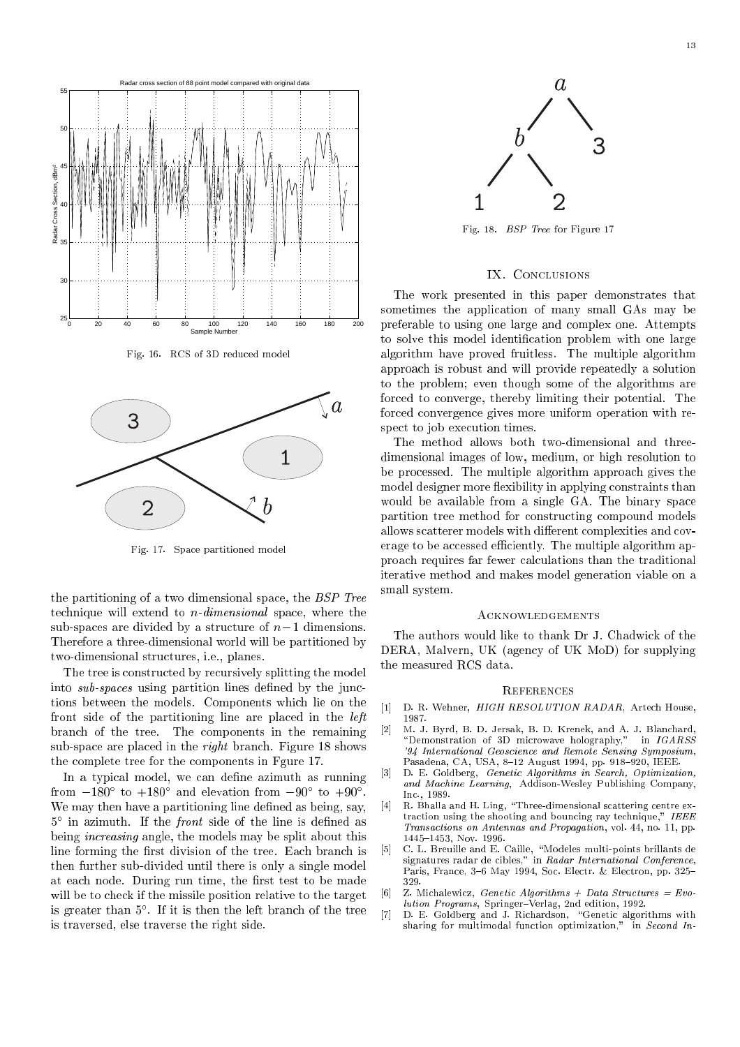Fig. 16. RCS of 3D reduced model

Fig. 17. Space partitioned model

the partitioning of a two dimensional space, the *BSP Tree* technique will extend to *n-dimensional* space, where the sub-spaces are divided by a structure of $n-1$ dimensions. Therefore a three-dimensional world will be partitioned by two-dimensional structures, i.e., planes.

The tree is constructed by recursively splitting the model into *sub-spaces* using partition lines defined by the junctions between the models. Components which lie on the front side of the partitioning line are placed in the *left* branch of the tree. The components in the remaining sub-space are placed in the *right* branch. Figure 18 shows the complete tree for the components in Fgure 17.

In a typical model, we can define azimuth as running from $-180°$ to $+180°$ and elevation from $-90°$ to $+90°$. We may then have a partitioning line defined as being, say, $5°$ in azimuth. If the *front* side of the line is defined as being *increasing* angle, the models may be split about this line forming the first division of the tree. Each branch is then further sub-divided until there is only a single model at each node. During run time, the first test to be made will be to check if the missile position relative to the target is greater than $5°$. If it is then the left branch of the tree is traversed, else traverse the right side.

Fig. 18. *BSP Tree* for Figure 17

## IX. Conclusions

The work presented in this paper demonstrates that sometimes the application of many small GAs may be preferable to using one large and complex one. Attempts to solve this model identification problem with one large algorithm have proved fruitless. The multiple algorithm approach is robust and will provide repeatedly a solution to the problem; even though some of the algorithms are forced to converge, thereby limiting their potential. The forced convergence gives more uniform operation with respect to job execution times.

The method allows both two-dimensional and three-dimensional images of low, medium, or high resolution to be processed. The multiple algorithm approach gives the model designer more flexibility in applying constraints than would be available from a single GA. The binary space partition tree method for constructing compound models allows scatterer models with different complexities and coverage to be accessed efficiently. The multiple algorithm approach requires far fewer calculations than the traditional iterative method and makes model generation viable on a small system.

## Acknowledgements

The authors would like to thank Dr J. Chadwick of the DERA, Malvern, UK (agency of UK MoD) for supplying the measured RCS data.

## References

[1] D. R. Wehner, *HIGH RESOLUTION RADAR*, Artech House, 1987.

[2] M. J. Byrd, B. D. Jersak, B. D. Krenek, and A. J. Blanchard, "Demonstration of 3D microwave holography," in *IGARSS '94 International Geoscience and Remote Sensing Symposium*, Pasadena, CA, USA, 8–12 August 1994, pp. 918–920, IEEE.

[3] D. E. Goldberg, *Genetic Algorithms in Search, Optimization, and Machine Learning*, Addison-Wesley Publishing Company, Inc., 1989.

[4] R. Bhalla and H. Ling, "Three-dimensional scattering centre extraction using the shooting and bouncing ray technique," *IEEE Transactions on Antennas and Propagation*, vol. 44, no. 11, pp. 1445–1453, Nov. 1996.

[5] C. L. Breuille and E. Caille, "Modeles multi-points brillants de signatures radar de cibles," in *Radar International Conference*, Paris, France, 3–6 May 1994, Soc. Electr. & Electron, pp. 325–329.

[6] Z. Michalewicz, *Genetic Algorithms + Data Structures = Evolution Programs*, Springer–Verlag, 2nd edition, 1992.

[7] D. E. Goldberg and J. Richardson, "Genetic algorithms with sharing for multimodal function optimization," in *Second In-*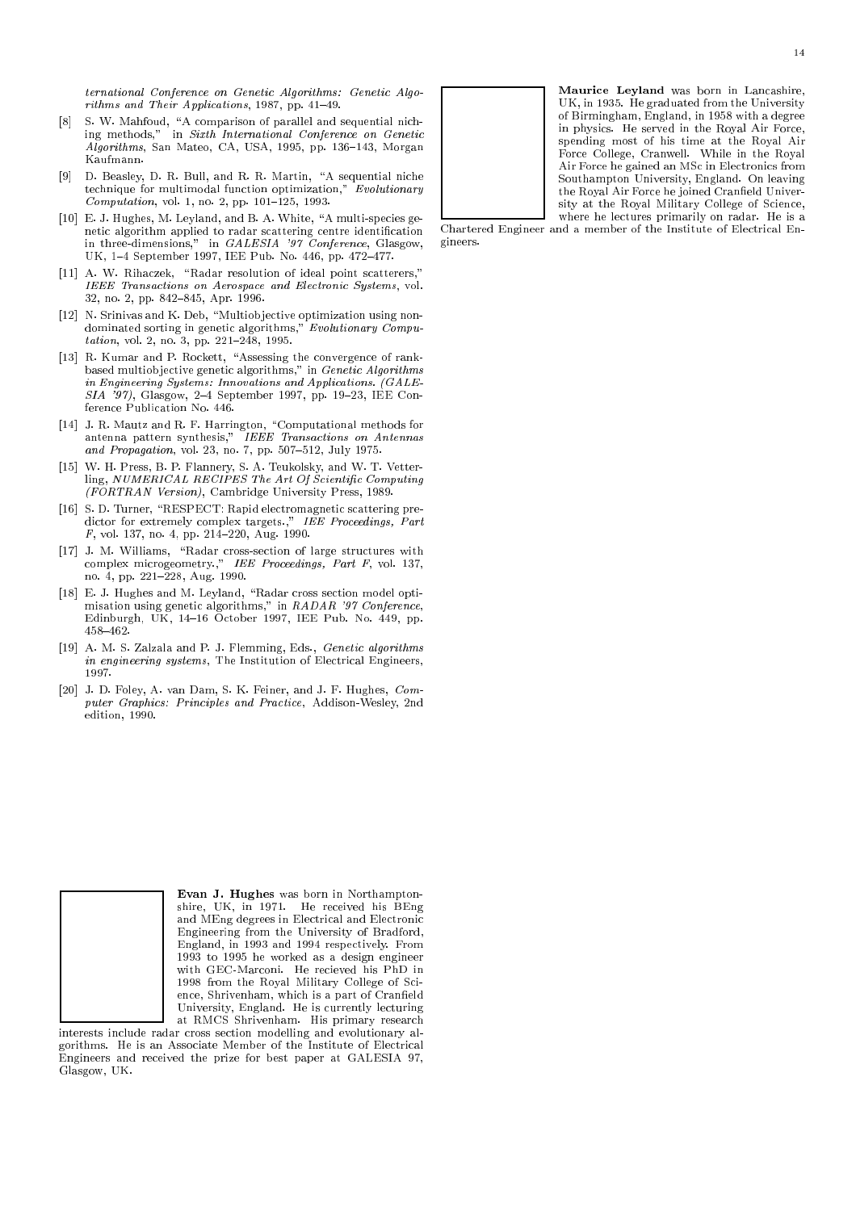*ternational Conference on Genetic Algorithms: Genetic Algorithms and Their Applications*, 1987, pp. 41–49.

[8] S. W. Mahfoud, "A comparison of parallel and sequential niching methods," in *Sixth International Conference on Genetic Algorithms*, San Mateo, CA, USA, 1995, pp. 136–143, Morgan Kaufmann.

[9] D. Beasley, D. R. Bull, and R. R. Martin, "A sequential niche technique for multimodal function optimization," *Evolutionary Computation*, vol. 1, no. 2, pp. 101–125, 1993.

[10] E. J. Hughes, M. Leyland, and B. A. White, "A multi-species genetic algorithm applied to radar scattering centre identification in three-dimensions," in *GALESIA '97 Conference*, Glasgow, UK, 1–4 September 1997, IEE Pub. No. 446, pp. 472–477.

[11] A. W. Rihaczek, "Radar resolution of ideal point scatterers," *IEEE Transactions on Aerospace and Electronic Systems*, vol. 32, no. 2, pp. 842–845, Apr. 1996.

[12] N. Srinivas and K. Deb, "Multiobjective optimization using nondominated sorting in genetic algorithms," *Evolutionary Computation*, vol. 2, no. 3, pp. 221–248, 1995.

[13] R. Kumar and P. Rockett, "Assessing the convergence of rank-based multiobjective genetic algorithms," in *Genetic Algorithms in Engineering Systems: Innovations and Applications. (GALESIA '97)*, Glasgow, 2–4 September 1997, pp. 19–23, IEE Conference Publication No. 446.

[14] J. R. Mautz and R. F. Harrington, "Computational methods for antenna pattern synthesis," *IEEE Transactions on Antennas and Propagation*, vol. 23, no. 7, pp. 507–512, July 1975.

[15] W. H. Press, B. P. Flannery, S. A. Teukolsky, and W. T. Vetterling, *NUMERICAL RECIPES The Art Of Scientific Computing (FORTRAN Version)*, Cambridge University Press, 1989.

[16] S. D. Turner, "RESPECT: Rapid electromagnetic scattering predictor for extremely complex targets.," *IEE Proceedings, Part F*, vol. 137, no. 4, pp. 214–220, Aug. 1990.

[17] J. M. Williams, "Radar cross-section of large structures with complex microgeometry.," *IEE Proceedings, Part F*, vol. 137, no. 4, pp. 221–228, Aug. 1990.

[18] E. J. Hughes and M. Leyland, "Radar cross section model optimisation using genetic algorithms," in *RADAR '97 Conference*, Edinburgh, UK, 14–16 October 1997, IEE Pub. No. 449, pp. 458–462.

[19] A. M. S. Zalzala and P. J. Flemming, Eds., *Genetic algorithms in engineering systems*, The Institution of Electrical Engineers, 1997.

[20] J. D. Foley, A. van Dam, S. K. Feiner, and J. F. Hughes, *Computer Graphics: Principles and Practice*, Addison-Wesley, 2nd edition, 1990.

**Evan J. Hughes** was born in Northamptonshire, UK, in 1971. He received his BEng and MEng degrees in Electrical and Electronic Engineering from the University of Bradford, England, in 1993 and 1994 respectively. From 1993 to 1995 he worked as a design engineer with GEC-Marconi. He recieved his PhD in 1998 from the Royal Military College of Science, Shrivenham, which is a part of Cranfield University, England. He is currently lecturing at RMCS Shrivenham. His primary research interests include radar cross section modelling and evolutionary algorithms. He is an Associate Member of the Institute of Electrical Engineers and received the prize for best paper at GALESIA 97, Glasgow, UK.

**Maurice Leyland** was born in Lancashire, UK, in 1935. He graduated from the University of Birmingham, England, in 1958 with a degree in physics. He served in the Royal Air Force, spending most of his time at the Royal Air Force College, Cranwell. While in the Royal Air Force he gained an MSc in Electronics from Southampton University, England. On leaving the Royal Air Force he joined Cranfield University at the Royal Military College of Science, where he lectures primarily on radar. He is a Chartered Engineer and a member of the Institute of Electrical Engineers.